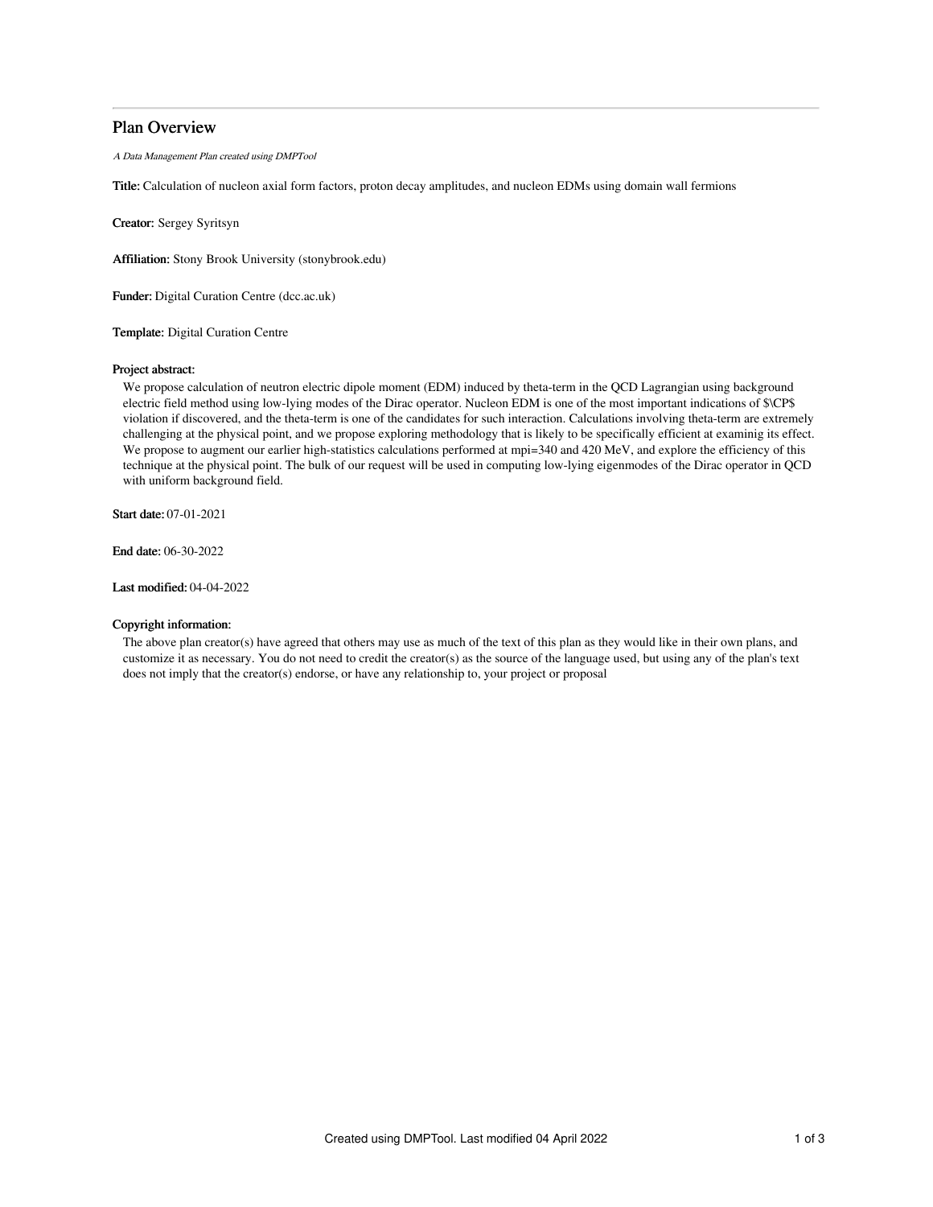# Plan Overview

*A Data Management Plan created using DMPTool*

**Title:** Calculation of nucleon axial form factors, proton decay amplitudes, and nucleon EDMs using domain wall fermions

**Creator:** Sergey Syritsyn

**Affiliation:** Stony Brook University (stonybrook.edu)

**Funder:** Digital Curation Centre (dcc.ac.uk)

**Template:** Digital Curation Centre

**Project abstract:**

We propose calculation of neutron electric dipole moment (EDM) induced by theta-term in the QCD Lagrangian using background electric field method using low-lying modes of the Dirac operator. Nucleon EDM is one of the most important indications of $\CP$ violation if discovered, and the theta-term is one of the candidates for such interaction. Calculations involving theta-term are extremely challenging at the physical point, and we propose exploring methodology that is likely to be specifically efficient at examinig its effect. We propose to augment our earlier high-statistics calculations performed at mpi=340 and 420 MeV, and explore the efficiency of this technique at the physical point. The bulk of our request will be used in computing low-lying eigenmodes of the Dirac operator in QCD with uniform background field.

**Start date:** 07-01-2021

**End date:** 06-30-2022

**Last modified:** 04-04-2022

**Copyright information:**

The above plan creator(s) have agreed that others may use as much of the text of this plan as they would like in their own plans, and customize it as necessary. You do not need to credit the creator(s) as the source of the language used, but using any of the plan's text does not imply that the creator(s) endorse, or have any relationship to, your project or proposal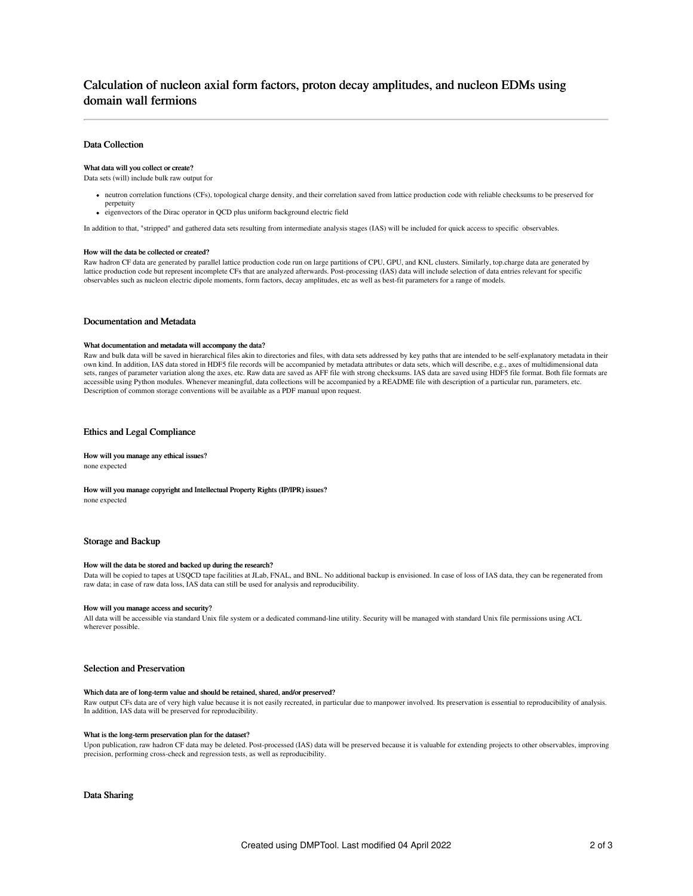# Calculation of nucleon axial form factors, proton decay amplitudes, and nucleon EDMs using domain wall fermions

## Data Collection

### What data will you collect or create?

Data sets (will) include bulk raw output for

- neutron correlation functions (CFs), topological charge density, and their correlation saved from lattice production code with reliable checksums to be preserved for perpetuity
- eigenvectors of the Dirac operator in QCD plus uniform background electric field

In addition to that, "stripped" and gathered data sets resulting from intermediate analysis stages (IAS) will be included for quick access to specific observables.

### How will the data be collected or created?

Raw hadron CF data are generated by parallel lattice production code run on large partitions of CPU, GPU, and KNL clusters. Similarly, top.charge data are generated by lattice production code but represent incomplete CFs that are analyzed afterwards. Post-processing (IAS) data will include selection of data entries relevant for specific observables such as nucleon electric dipole moments, form factors, decay amplitudes, etc as well as best-fit parameters for a range of models.

## Documentation and Metadata

### What documentation and metadata will accompany the data?

Raw and bulk data will be saved in hierarchical files akin to directories and files, with data sets addressed by key paths that are intended to be self-explanatory metadata in their own kind. In addition, IAS data stored in HDF5 file records will be accompanied by metadata attributes or data sets, which will describe, e.g., axes of multidimensional data sets, ranges of parameter variation along the axes, etc. Raw data are saved as AFF file with strong checksums. IAS data are saved using HDF5 file format. Both file formats are accessible using Python modules. Whenever meaningful, data collections will be accompanied by a README file with description of a particular run, parameters, etc. Description of common storage conventions will be available as a PDF manual upon request.

## Ethics and Legal Compliance

### How will you manage any ethical issues?

none expected

### How will you manage copyright and Intellectual Property Rights (IP/IPR) issues?

none expected

## Storage and Backup

### How will the data be stored and backed up during the research?

Data will be copied to tapes at USQCD tape facilities at JLab, FNAL, and BNL. No additional backup is envisioned. In case of loss of IAS data, they can be regenerated from raw data; in case of raw data loss, IAS data can still be used for analysis and reproducibility.

### How will you manage access and security?

All data will be accessible via standard Unix file system or a dedicated command-line utility. Security will be managed with standard Unix file permissions using ACL wherever possible.

## Selection and Preservation

### Which data are of long-term value and should be retained, shared, and/or preserved?

Raw output CFs data are of very high value because it is not easily recreated, in particular due to manpower involved. Its preservation is essential to reproducibility of analysis. In addition, IAS data will be preserved for reproducibility.

### What is the long-term preservation plan for the dataset?

Upon publication, raw hadron CF data may be deleted. Post-processed (IAS) data will be preserved because it is valuable for extending projects to other observables, improving precision, performing cross-check and regression tests, as well as reproducibility.

## Data Sharing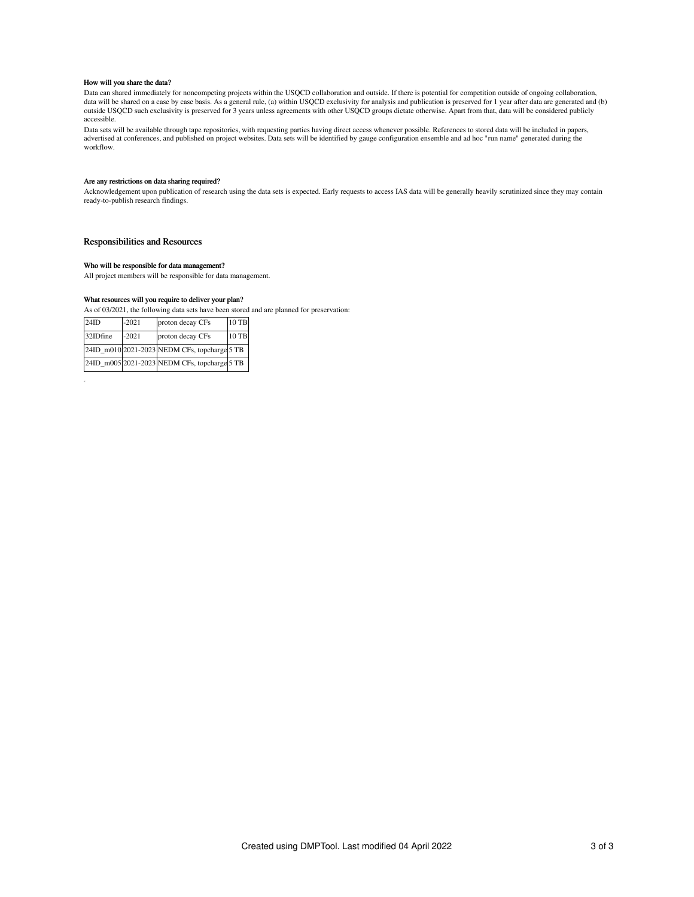#### How will you share the data?

Data can shared immediately for noncompeting projects within the USQCD collaboration and outside. If there is potential for competition outside of ongoing collaboration, data will be shared on a case by case basis. As a general rule, (a) within USQCD exclusivity for analysis and publication is preserved for 1 year after data are generated and (b) outside USQCD such exclusivity is preserved for 3 years unless agreements with other USQCD groups dictate otherwise. Apart from that, data will be considered publicly accessible.

Data sets will be available through tape repositories, with requesting parties having direct access whenever possible. References to stored data will be included in papers, advertised at conferences, and published on project websites. Data sets will be identified by gauge configuration ensemble and ad hoc "run name" generated during the workflow.

#### Are any restrictions on data sharing required?

Acknowledgement upon publication of research using the data sets is expected. Early requests to access IAS data will be generally heavily scrutinized since they may contain ready-to-publish research findings.

### Responsibilities and Resources

#### Who will be responsible for data management?

All project members will be responsible for data management.

#### What resources will you require to deliver your plan?

As of 03/2021, the following data sets have been stored and are planned for preservation:

| | | | |
|---|---|---|---|
| 24ID | -2021 | proton decay CFs | 10 TB |
| 32IDfine | -2021 | proton decay CFs | 10 TB |
| 24ID_m010 | 2021-2023 | NEDM CFs, topcharge | 5 TB |
| 24ID_m005 | 2021-2023 | NEDM CFs, topcharge | 5 TB |